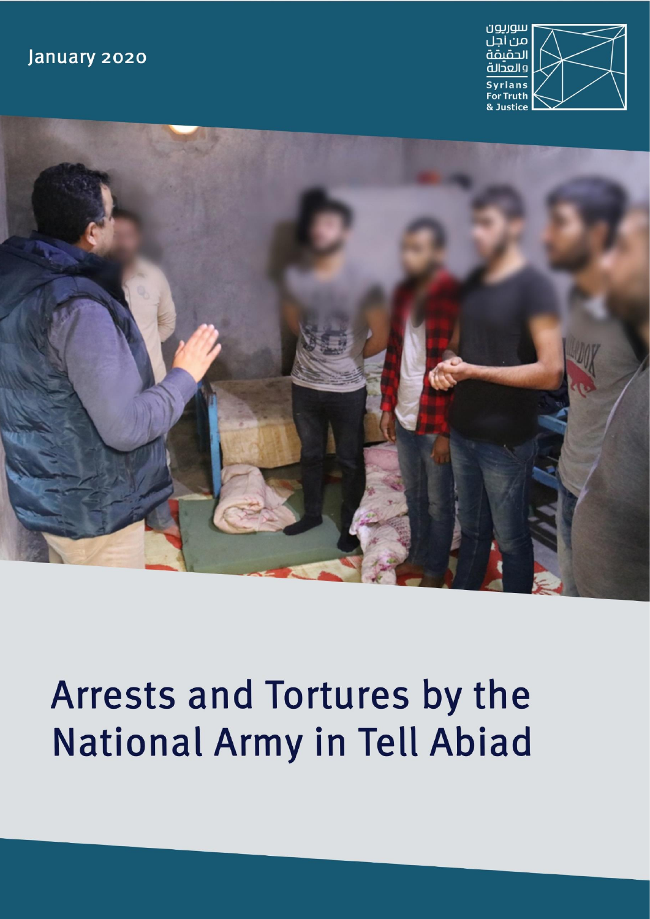January 2020

سوريون من اجل الحقيقة والعدالة

Syrians For Truth & Justice

# Arrests and Tortures by the National Army in Tell Abiad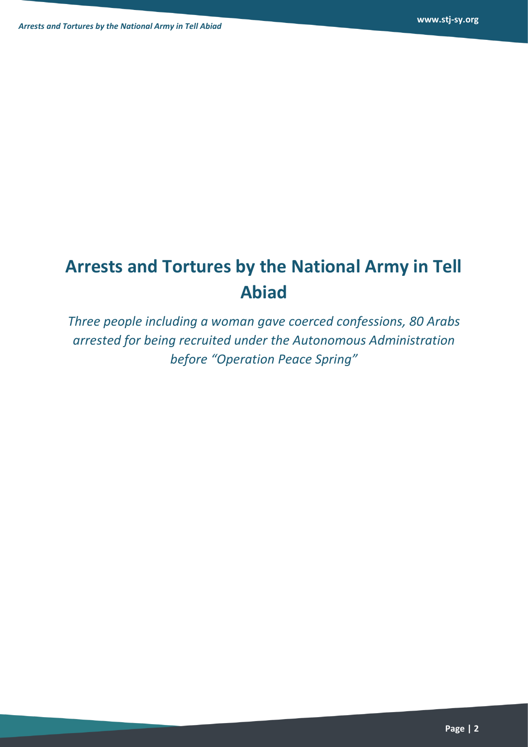# Arrests and Tortures by the National Army in Tell Abiad

*Three people including a woman gave coerced confessions, 80 Arabs arrested for being recruited under the Autonomous Administration before "Operation Peace Spring"*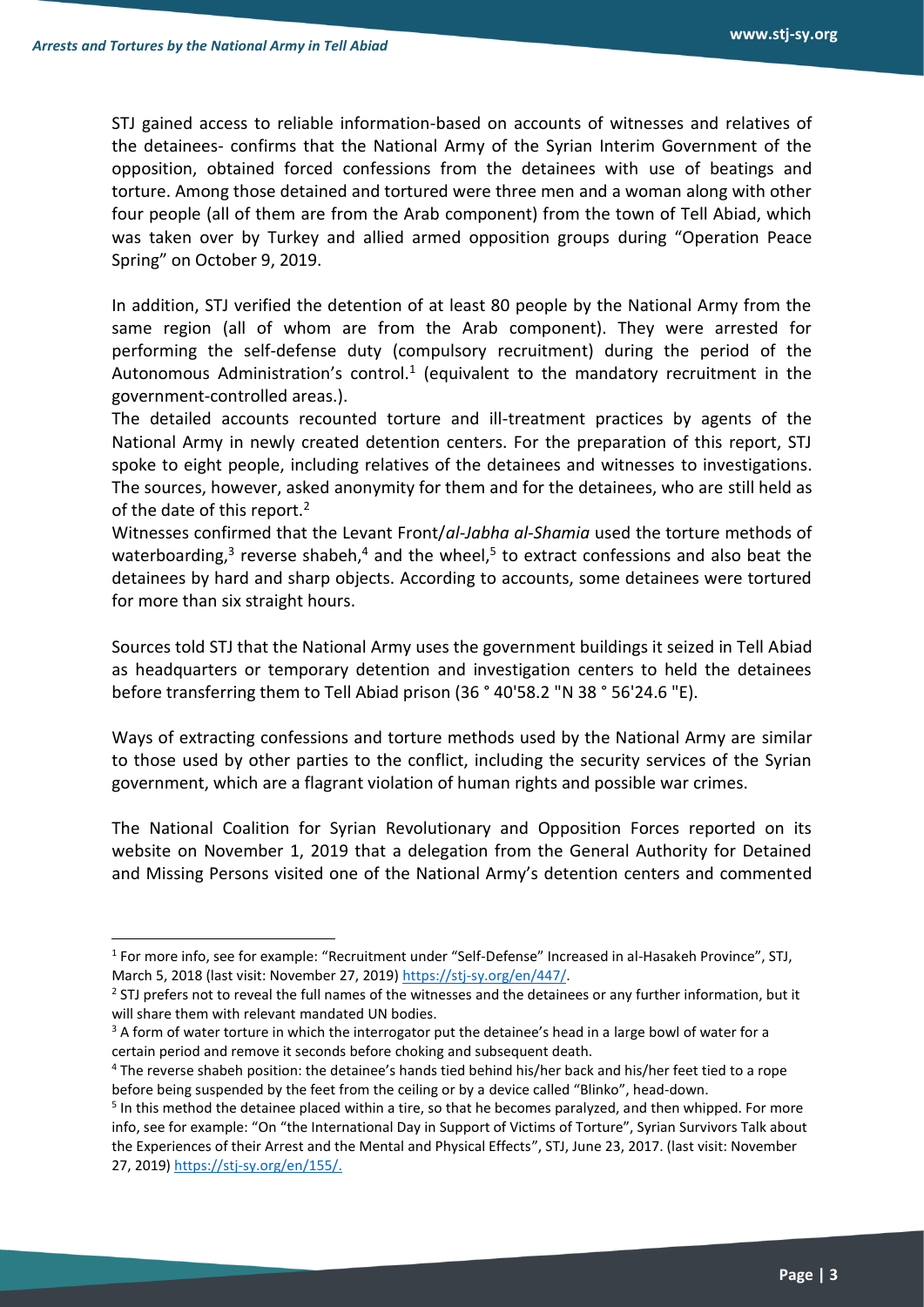STJ gained access to reliable information-based on accounts of witnesses and relatives of the detainees- confirms that the National Army of the Syrian Interim Government of the opposition, obtained forced confessions from the detainees with use of beatings and torture. Among those detained and tortured were three men and a woman along with other four people (all of them are from the Arab component) from the town of Tell Abiad, which was taken over by Turkey and allied armed opposition groups during "Operation Peace Spring" on October 9, 2019.

In addition, STJ verified the detention of at least 80 people by the National Army from the same region (all of whom are from the Arab component). They were arrested for performing the self-defense duty (compulsory recruitment) during the period of the Autonomous Administration's control.[1] (equivalent to the mandatory recruitment in the government-controlled areas.).

The detailed accounts recounted torture and ill-treatment practices by agents of the National Army in newly created detention centers. For the preparation of this report, STJ spoke to eight people, including relatives of the detainees and witnesses to investigations. The sources, however, asked anonymity for them and for the detainees, who are still held as of the date of this report.[2]

Witnesses confirmed that the Levant Front/*al-Jabha al-Shamia* used the torture methods of waterboarding,[3] reverse shabeh,[4] and the wheel,[5] to extract confessions and also beat the detainees by hard and sharp objects. According to accounts, some detainees were tortured for more than six straight hours.

Sources told STJ that the National Army uses the government buildings it seized in Tell Abiad as headquarters or temporary detention and investigation centers to held the detainees before transferring them to Tell Abiad prison (36 ° 40'58.2 "N 38 ° 56'24.6 "E).

Ways of extracting confessions and torture methods used by the National Army are similar to those used by other parties to the conflict, including the security services of the Syrian government, which are a flagrant violation of human rights and possible war crimes.

The National Coalition for Syrian Revolutionary and Opposition Forces reported on its website on November 1, 2019 that a delegation from the General Authority for Detained and Missing Persons visited one of the National Army's detention centers and commented

---

[1] For more info, see for example: "Recruitment under "Self-Defense" Increased in al-Hasakeh Province", STJ, March 5, 2018 (last visit: November 27, 2019) https://stj-sy.org/en/447/.

[2] STJ prefers not to reveal the full names of the witnesses and the detainees or any further information, but it will share them with relevant mandated UN bodies.

[3] A form of water torture in which the interrogator put the detainee's head in a large bowl of water for a certain period and remove it seconds before choking and subsequent death.

[4] The reverse shabeh position: the detainee's hands tied behind his/her back and his/her feet tied to a rope before being suspended by the feet from the ceiling or by a device called "Blinko", head-down.

[5] In this method the detainee placed within a tire, so that he becomes paralyzed, and then whipped. For more info, see for example: "On "the International Day in Support of Victims of Torture", Syrian Survivors Talk about the Experiences of their Arrest and the Mental and Physical Effects", STJ, June 23, 2017. (last visit: November 27, 2019) https://stj-sy.org/en/155/.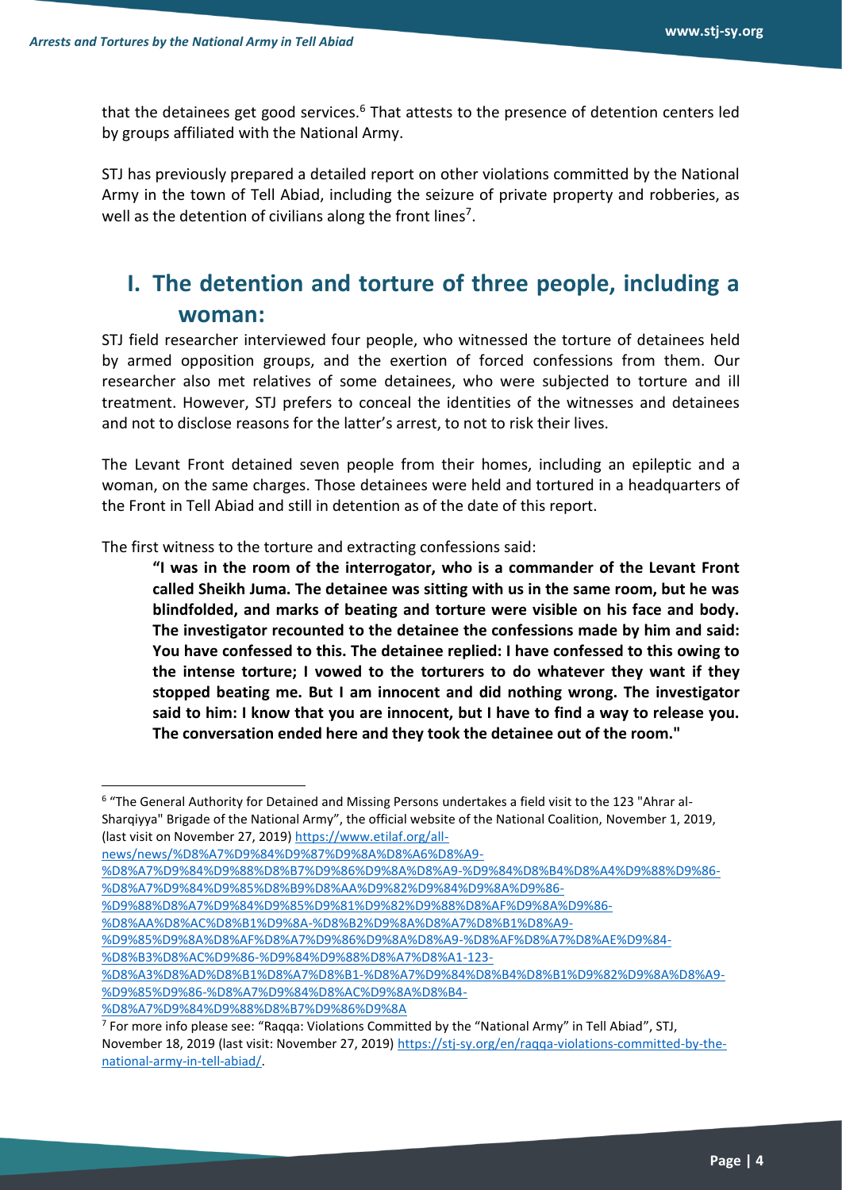that the detainees get good services.[6] That attests to the presence of detention centers led by groups affiliated with the National Army.

STJ has previously prepared a detailed report on other violations committed by the National Army in the town of Tell Abiad, including the seizure of private property and robberies, as well as the detention of civilians along the front lines[7].

# I. The detention and torture of three people, including a woman:

STJ field researcher interviewed four people, who witnessed the torture of detainees held by armed opposition groups, and the exertion of forced confessions from them. Our researcher also met relatives of some detainees, who were subjected to torture and ill treatment. However, STJ prefers to conceal the identities of the witnesses and detainees and not to disclose reasons for the latter's arrest, to not to risk their lives.

The Levant Front detained seven people from their homes, including an epileptic and a woman, on the same charges. Those detainees were held and tortured in a headquarters of the Front in Tell Abiad and still in detention as of the date of this report.

The first witness to the torture and extracting confessions said:

> **"I was in the room of the interrogator, who is a commander of the Levant Front called Sheikh Juma. The detainee was sitting with us in the same room, but he was blindfolded, and marks of beating and torture were visible on his face and body. The investigator recounted to the detainee the confessions made by him and said: You have confessed to this. The detainee replied: I have confessed to this owing to the intense torture; I vowed to the torturers to do whatever they want if they stopped beating me. But I am innocent and did nothing wrong. The investigator said to him: I know that you are innocent, but I have to find a way to release you. The conversation ended here and they took the detainee out of the room."**

---

[6] "The General Authority for Detained and Missing Persons undertakes a field visit to the 123 "Ahrar al-Sharqiyya" Brigade of the National Army", the official website of the National Coalition, November 1, 2019, (last visit on November 27, 2019) https://www.etilaf.org/all-news/news/%D8%A7%D9%84%D9%87%D9%8A%D8%A6%D8%A9-%D8%A7%D9%84%D9%88%D8%B7%D9%86%D9%8A%D8%A9-%D9%84%D8%B4%D8%A4%D9%88%D9%86-%D8%A7%D9%84%D9%85%D8%B9%D8%AA%D9%82%D9%84%D9%8A%D9%86-%D9%88%D8%A7%D9%84%D9%85%D9%81%D9%82%D9%88%D8%AF%D9%8A%D9%86-%D8%AA%D8%AC%D8%B1%D9%8A-%D8%B2%D9%8A%D8%A7%D8%B1%D8%A9-%D9%85%D9%8A%D8%AF%D8%A7%D9%86%D9%8A%D8%A9-%D8%AF%D8%A7%D8%AE%D9%84-%D8%B3%D8%AC%D9%86-%D9%84%D9%88%D8%A7%D8%A1-123-%D8%A3%D8%AD%D8%B1%D8%A7%D8%B1-%D8%A7%D9%84%D8%B4%D8%B1%D9%82%D9%8A%D8%A9-%D9%85%D9%86-%D8%A7%D9%84%D8%AC%D9%8A%D8%B4-%D8%A7%D9%84%D9%88%D8%B7%D9%86%D9%8A

[7] For more info please see: "Raqqa: Violations Committed by the "National Army" in Tell Abiad", STJ, November 18, 2019 (last visit: November 27, 2019) https://stj-sy.org/en/raqqa-violations-committed-by-the-national-army-in-tell-abiad/.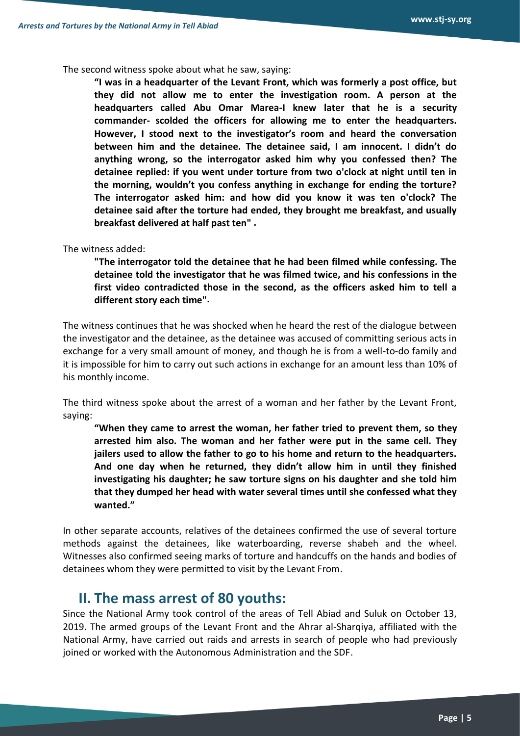The second witness spoke about what he saw, saying:

> **"I was in a headquarter of the Levant Front, which was formerly a post office, but they did not allow me to enter the investigation room. A person at the headquarters called Abu Omar Marea-I knew later that he is a security commander- scolded the officers for allowing me to enter the headquarters. However, I stood next to the investigator's room and heard the conversation between him and the detainee. The detainee said, I am innocent. I didn't do anything wrong, so the interrogator asked him why you confessed then? The detainee replied: if you went under torture from two o'clock at night until ten in the morning, wouldn't you confess anything in exchange for ending the torture? The interrogator asked him: and how did you know it was ten o'clock? The detainee said after the torture had ended, they brought me breakfast, and usually breakfast delivered at half past ten" .**

The witness added:

> **"The interrogator told the detainee that he had been filmed while confessing. The detainee told the investigator that he was filmed twice, and his confessions in the first video contradicted those in the second, as the officers asked him to tell a different story each time".**

The witness continues that he was shocked when he heard the rest of the dialogue between the investigator and the detainee, as the detainee was accused of committing serious acts in exchange for a very small amount of money, and though he is from a well-to-do family and it is impossible for him to carry out such actions in exchange for an amount less than 10% of his monthly income.

The third witness spoke about the arrest of a woman and her father by the Levant Front, saying:

> **"When they came to arrest the woman, her father tried to prevent them, so they arrested him also. The woman and her father were put in the same cell. They jailers used to allow the father to go to his home and return to the headquarters. And one day when he returned, they didn't allow him in until they finished investigating his daughter; he saw torture signs on his daughter and she told him that they dumped her head with water several times until she confessed what they wanted."**

In other separate accounts, relatives of the detainees confirmed the use of several torture methods against the detainees, like waterboarding, reverse shabeh and the wheel. Witnesses also confirmed seeing marks of torture and handcuffs on the hands and bodies of detainees whom they were permitted to visit by the Levant From.

## II. The mass arrest of 80 youths:

Since the National Army took control of the areas of Tell Abiad and Suluk on October 13, 2019. The armed groups of the Levant Front and the Ahrar al-Sharqiya, affiliated with the National Army, have carried out raids and arrests in search of people who had previously joined or worked with the Autonomous Administration and the SDF.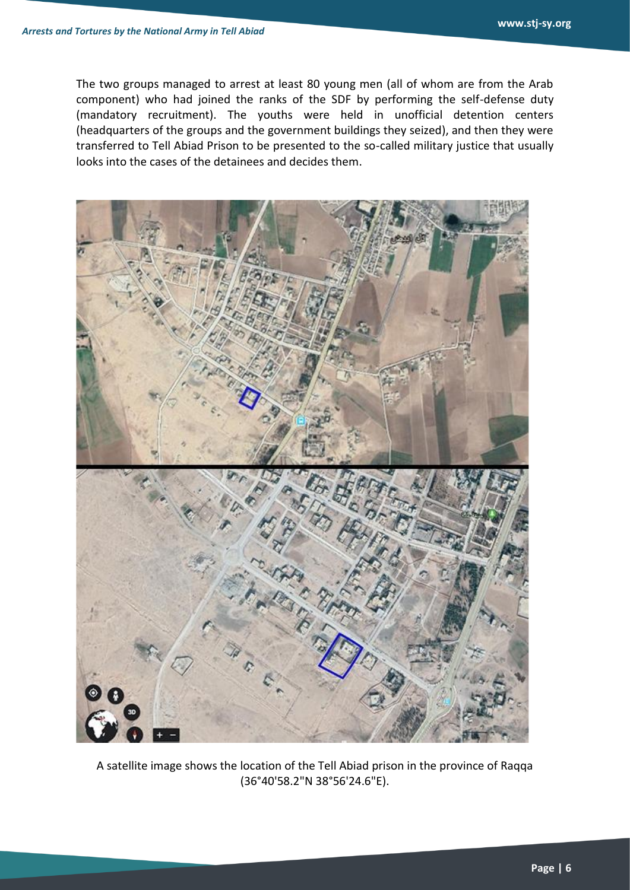The two groups managed to arrest at least 80 young men (all of whom are from the Arab component) who had joined the ranks of the SDF by performing the self-defense duty (mandatory recruitment). The youths were held in unofficial detention centers (headquarters of the groups and the government buildings they seized), and then they were transferred to Tell Abiad Prison to be presented to the so-called military justice that usually looks into the cases of the detainees and decides them.

A satellite image shows the location of the Tell Abiad prison in the province of Raqqa (36°40'58.2"N 38°56'24.6"E).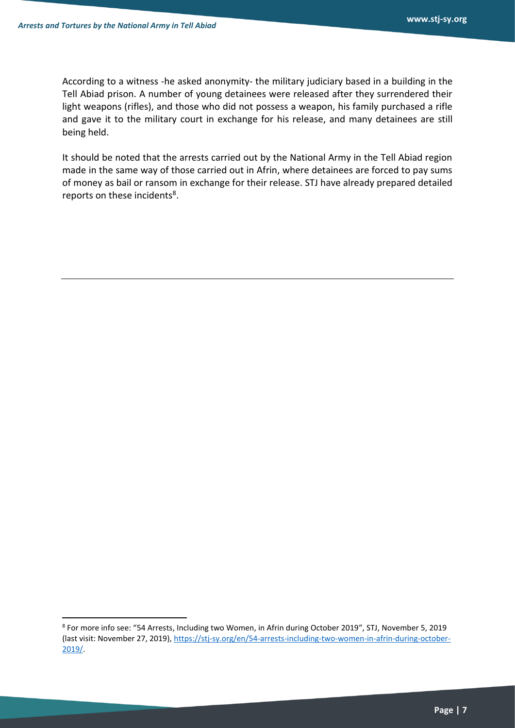According to a witness -he asked anonymity- the military judiciary based in a building in the Tell Abiad prison. A number of young detainees were released after they surrendered their light weapons (rifles), and those who did not possess a weapon, his family purchased a rifle and gave it to the military court in exchange for his release, and many detainees are still being held.

It should be noted that the arrests carried out by the National Army in the Tell Abiad region made in the same way of those carried out in Afrin, where detainees are forced to pay sums of money as bail or ransom in exchange for their release. STJ have already prepared detailed reports on these incidents[8].

---

[8] For more info see: "54 Arrests, Including two Women, in Afrin during October 2019", STJ, November 5, 2019 (last visit: November 27, 2019), [https://stj-sy.org/en/54-arrests-including-two-women-in-afrin-during-october-2019/](https://stj-sy.org/en/54-arrests-including-two-women-in-afrin-during-october-2019/).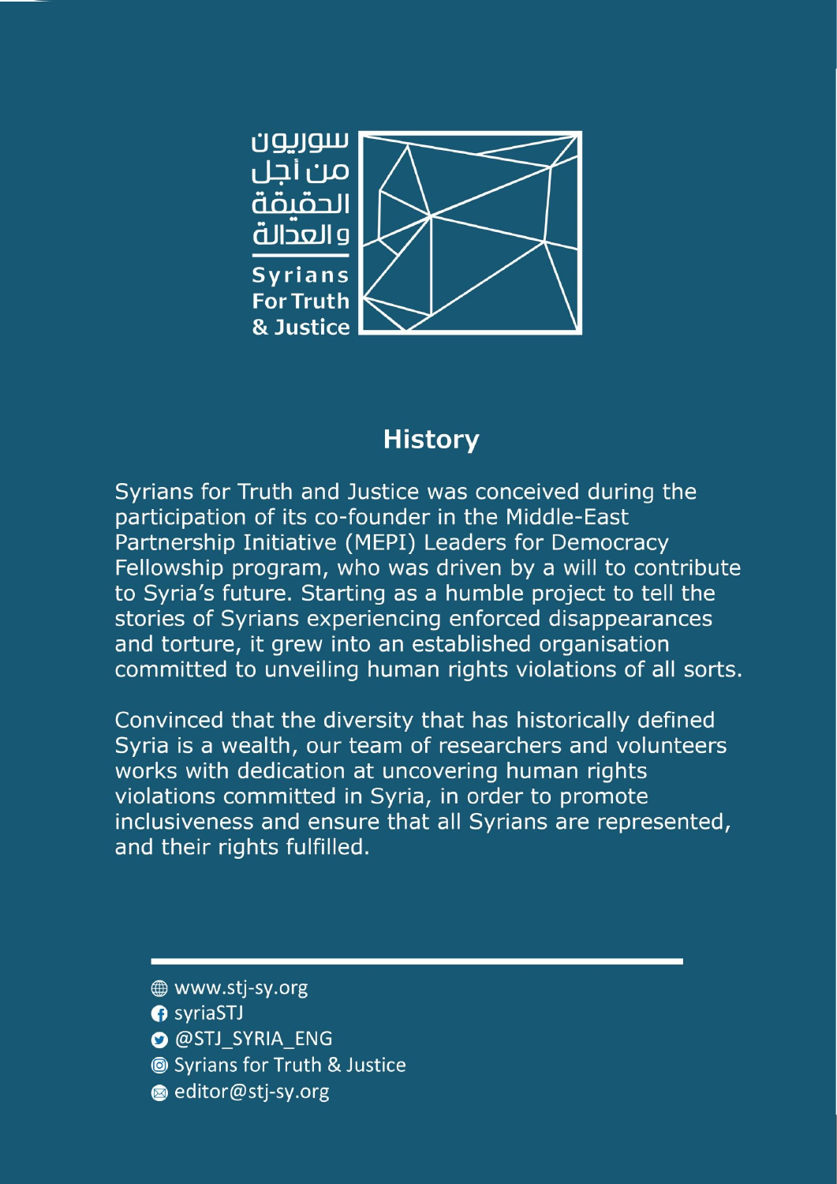سوريون
من أجل
الحقيقة
و العدالة

Syrians
For Truth
& Justice

## History

Syrians for Truth and Justice was conceived during the participation of its co-founder in the Middle-East Partnership Initiative (MEPI) Leaders for Democracy Fellowship program, who was driven by a will to contribute to Syria's future. Starting as a humble project to tell the stories of Syrians experiencing enforced disappearances and torture, it grew into an established organisation committed to unveiling human rights violations of all sorts.

Convinced that the diversity that has historically defined Syria is a wealth, our team of researchers and volunteers works with dedication at uncovering human rights violations committed in Syria, in order to promote inclusiveness and ensure that all Syrians are represented, and their rights fulfilled.

www.stj-sy.org
syriaSTJ
@STJ_SYRIA_ENG
Syrians for Truth & Justice
editor@stj-sy.org